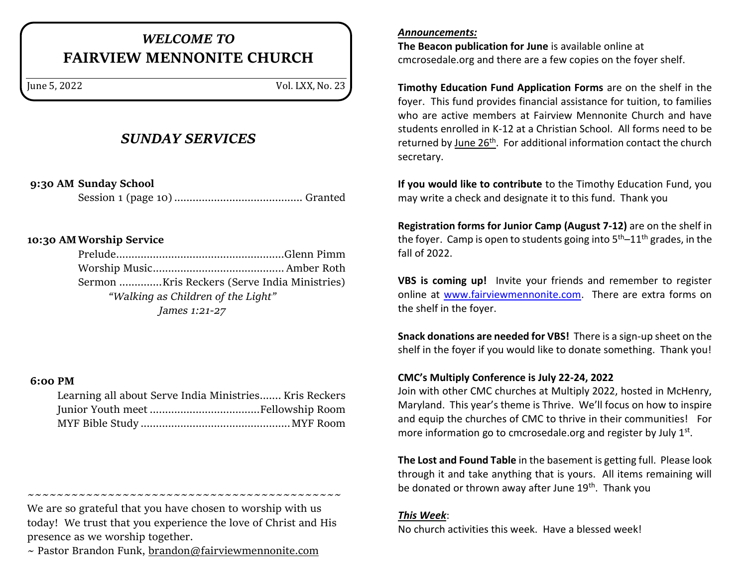# *WELCOME TO*
# FAIRVIEW MENNONITE CHURCH

June 5, 2022 Vol. LXX, No. 23

## *SUNDAY SERVICES*

**9:30 AM Sunday School**

Session 1 (page 10) .......................................... Granted

**10:30 AM Worship Service**

Prelude....................................................... Glenn Pimm

Worship Music........................................... Amber Roth

Sermon ..............Kris Reckers (Serve India Ministries)

*"Walking as Children of the Light"*

*James 1:21-27*

**6:00 PM**

Learning all about Serve India Ministries....... Kris Reckers

Junior Youth meet .................................... Fellowship Room

MYF Bible Study ................................................ MYF Room

~~~~~~~~~~~~~~~~~~~~~~~~~~~~~~~~~~~~~~~~~~~~

We are so grateful that you have chosen to worship with us today! We trust that you experience the love of Christ and His presence as we worship together.

~ Pastor Brandon Funk, brandon@fairviewmennonite.com

***Announcements:***

**The Beacon publication for June** is available online at cmcrosedale.org and there are a few copies on the foyer shelf.

**Timothy Education Fund Application Forms** are on the shelf in the foyer. This fund provides financial assistance for tuition, to families who are active members at Fairview Mennonite Church and have students enrolled in K-12 at a Christian School. All forms need to be returned by June 26th. For additional information contact the church secretary.

**If you would like to contribute** to the Timothy Education Fund, you may write a check and designate it to this fund. Thank you

**Registration forms for Junior Camp (August 7-12)** are on the shelf in the foyer. Camp is open to students going into 5th–11th grades, in the fall of 2022.

**VBS is coming up!** Invite your friends and remember to register online at www.fairviewmennonite.com. There are extra forms on the shelf in the foyer.

**Snack donations are needed for VBS!** There is a sign-up sheet on the shelf in the foyer if you would like to donate something. Thank you!

**CMC's Multiply Conference is July 22-24, 2022**

Join with other CMC churches at Multiply 2022, hosted in McHenry, Maryland. This year's theme is Thrive. We'll focus on how to inspire and equip the churches of CMC to thrive in their communities! For more information go to cmcrosedale.org and register by July 1st.

**The Lost and Found Table** in the basement is getting full. Please look through it and take anything that is yours. All items remaining will be donated or thrown away after June 19th. Thank you

***This Week***:

No church activities this week. Have a blessed week!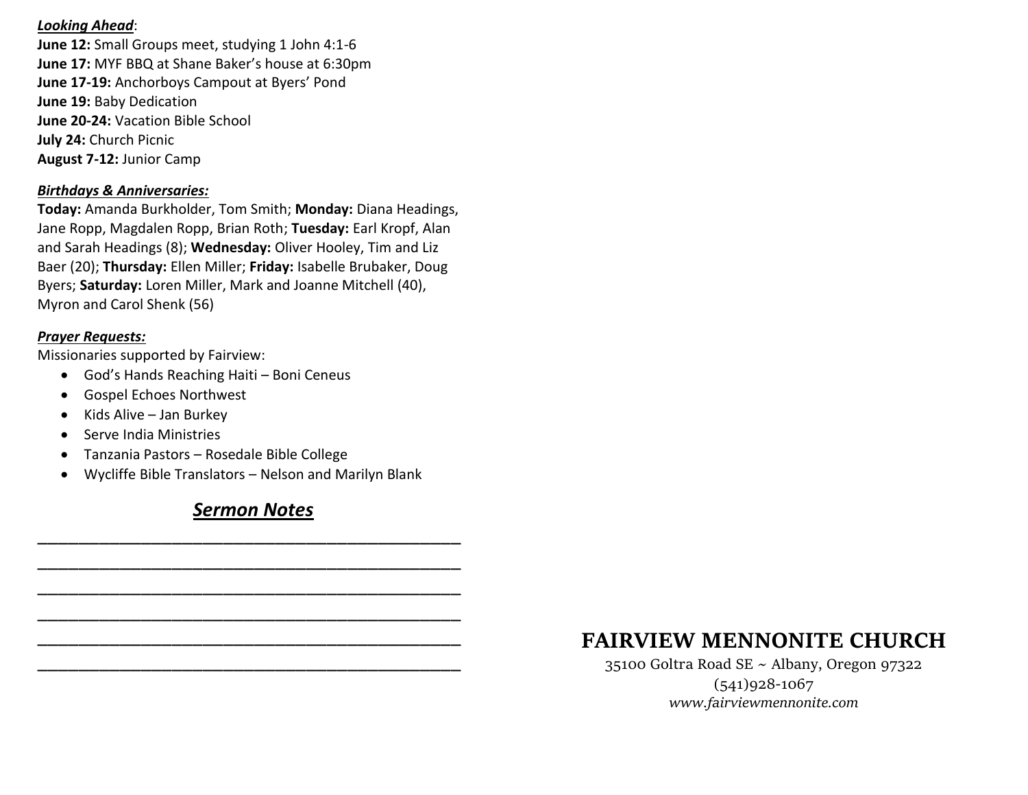***Looking Ahead***:

**June 12:** Small Groups meet, studying 1 John 4:1-6
**June 17:** MYF BBQ at Shane Baker's house at 6:30pm
**June 17-19:** Anchorboys Campout at Byers' Pond
**June 19:** Baby Dedication
**June 20-24:** Vacation Bible School
**July 24:** Church Picnic
**August 7-12:** Junior Camp

***Birthdays & Anniversaries:***

**Today:** Amanda Burkholder, Tom Smith; **Monday:** Diana Headings, Jane Ropp, Magdalen Ropp, Brian Roth; **Tuesday:** Earl Kropf, Alan and Sarah Headings (8); **Wednesday:** Oliver Hooley, Tim and Liz Baer (20); **Thursday:** Ellen Miller; **Friday:** Isabelle Brubaker, Doug Byers; **Saturday:** Loren Miller, Mark and Joanne Mitchell (40), Myron and Carol Shenk (56)

***Prayer Requests:***

Missionaries supported by Fairview:

- God's Hands Reaching Haiti – Boni Ceneus
- Gospel Echoes Northwest
- Kids Alive – Jan Burkey
- Serve India Ministries
- Tanzania Pastors – Rosedale Bible College
- Wycliffe Bible Translators – Nelson and Marilyn Blank

## ***Sermon Notes***

\_\_\_\_\_\_\_\_\_\_\_\_\_\_\_\_\_\_\_\_\_\_\_\_\_\_\_\_\_\_\_\_\_\_\_\_\_\_\_\_\_\_\_\_\_\_\_\_

\_\_\_\_\_\_\_\_\_\_\_\_\_\_\_\_\_\_\_\_\_\_\_\_\_\_\_\_\_\_\_\_\_\_\_\_\_\_\_\_\_\_\_\_\_\_\_\_

\_\_\_\_\_\_\_\_\_\_\_\_\_\_\_\_\_\_\_\_\_\_\_\_\_\_\_\_\_\_\_\_\_\_\_\_\_\_\_\_\_\_\_\_\_\_\_\_

\_\_\_\_\_\_\_\_\_\_\_\_\_\_\_\_\_\_\_\_\_\_\_\_\_\_\_\_\_\_\_\_\_\_\_\_\_\_\_\_\_\_\_\_\_\_\_\_

\_\_\_\_\_\_\_\_\_\_\_\_\_\_\_\_\_\_\_\_\_\_\_\_\_\_\_\_\_\_\_\_\_\_\_\_\_\_\_\_\_\_\_\_\_\_\_\_

\_\_\_\_\_\_\_\_\_\_\_\_\_\_\_\_\_\_\_\_\_\_\_\_\_\_\_\_\_\_\_\_\_\_\_\_\_\_\_\_\_\_\_\_\_\_\_\_

## FAIRVIEW MENNONITE CHURCH

35100 Goltra Road SE ~ Albany, Oregon 97322
(541)928-1067
*www.fairviewmennonite.com*